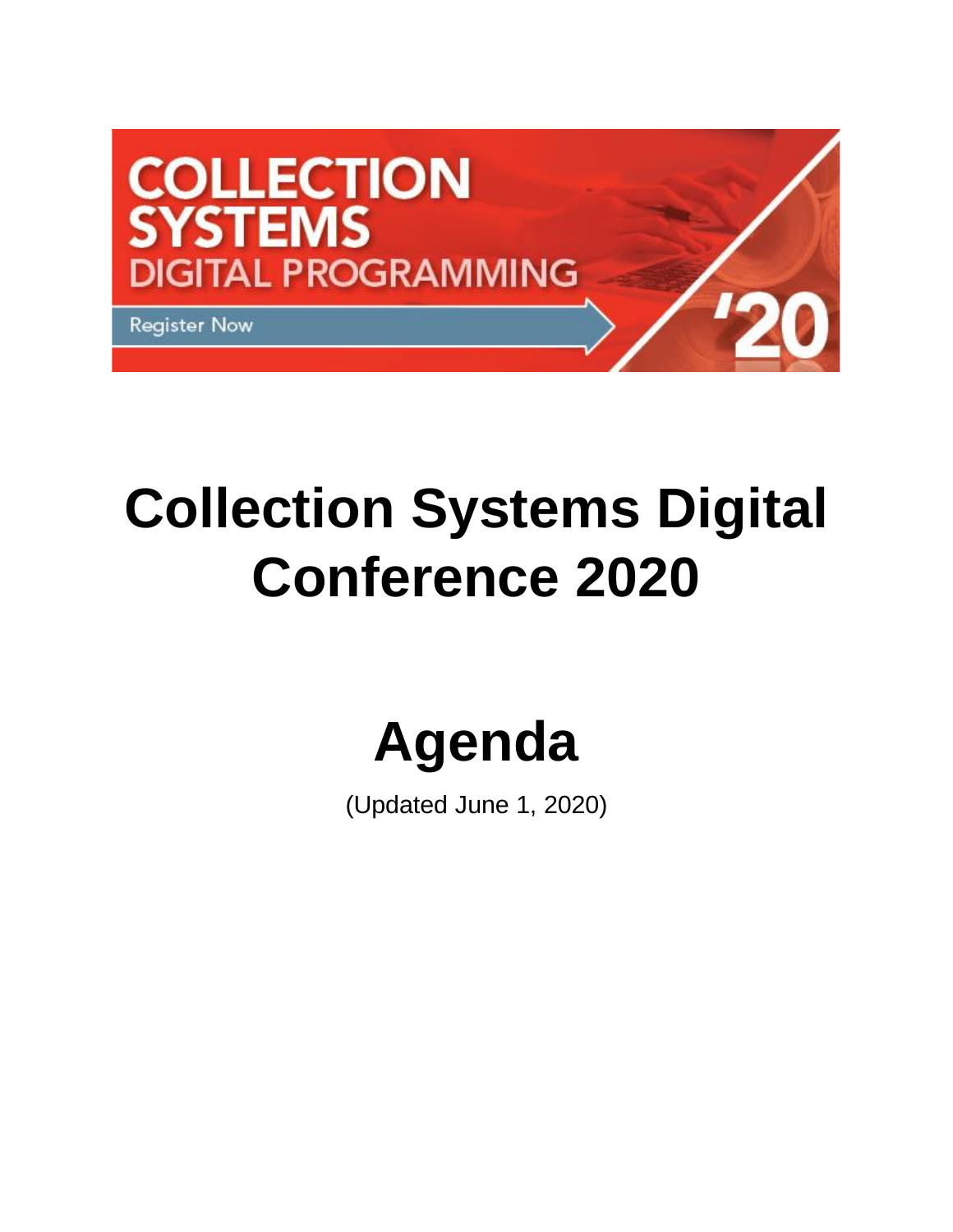# Collection Systems Digital Conference 2020

# Agenda

(Updated June 1, 2020)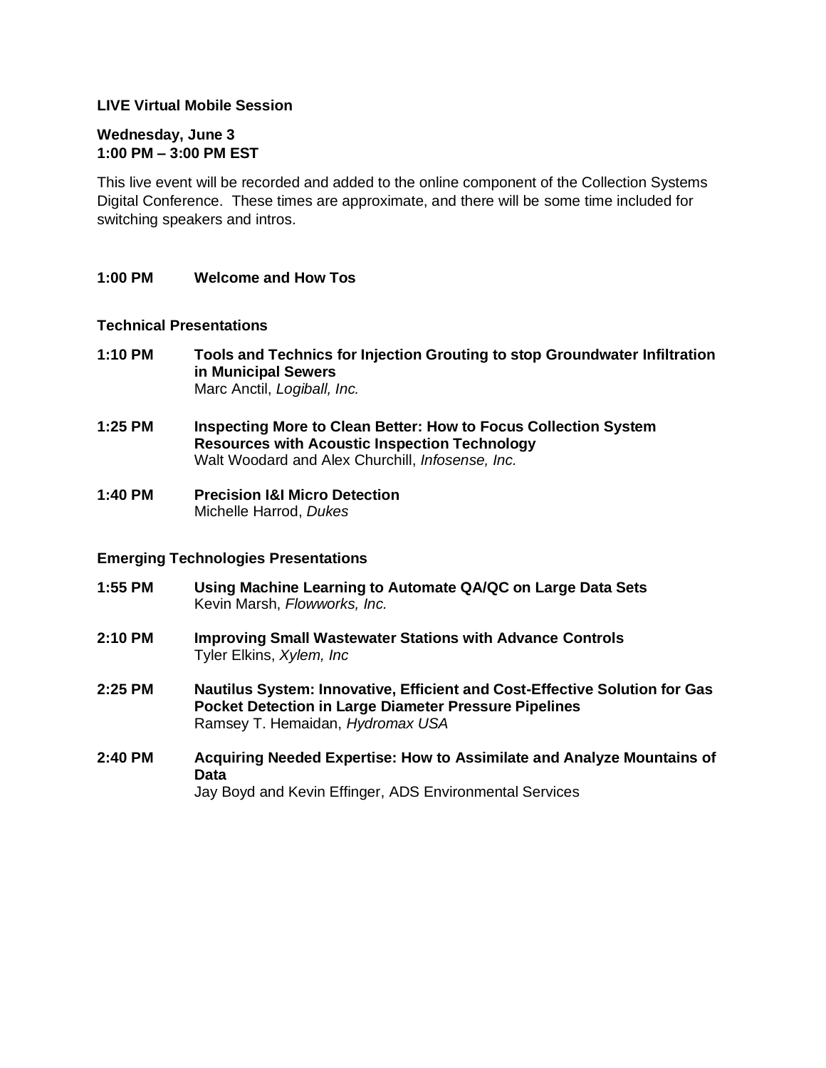**LIVE Virtual Mobile Session**

**Wednesday, June 3**
**1:00 PM – 3:00 PM EST**

This live event will be recorded and added to the online component of the Collection Systems Digital Conference. These times are approximate, and there will be some time included for switching speakers and intros.

**1:00 PM** **Welcome and How Tos**

**Technical Presentations**

**1:10 PM** **Tools and Technics for Injection Grouting to stop Groundwater Infiltration in Municipal Sewers**
Marc Anctil, *Logiball, Inc.*

**1:25 PM** **Inspecting More to Clean Better: How to Focus Collection System Resources with Acoustic Inspection Technology**
Walt Woodard and Alex Churchill, *Infosense, Inc.*

**1:40 PM** **Precision I&I Micro Detection**
Michelle Harrod, *Dukes*

**Emerging Technologies Presentations**

**1:55 PM** **Using Machine Learning to Automate QA/QC on Large Data Sets**
Kevin Marsh, *Flowworks, Inc.*

**2:10 PM** **Improving Small Wastewater Stations with Advance Controls**
Tyler Elkins, *Xylem, Inc*

**2:25 PM** **Nautilus System: Innovative, Efficient and Cost-Effective Solution for Gas Pocket Detection in Large Diameter Pressure Pipelines**
Ramsey T. Hemaidan, *Hydromax USA*

**2:40 PM** **Acquiring Needed Expertise: How to Assimilate and Analyze Mountains of Data**
Jay Boyd and Kevin Effinger, ADS Environmental Services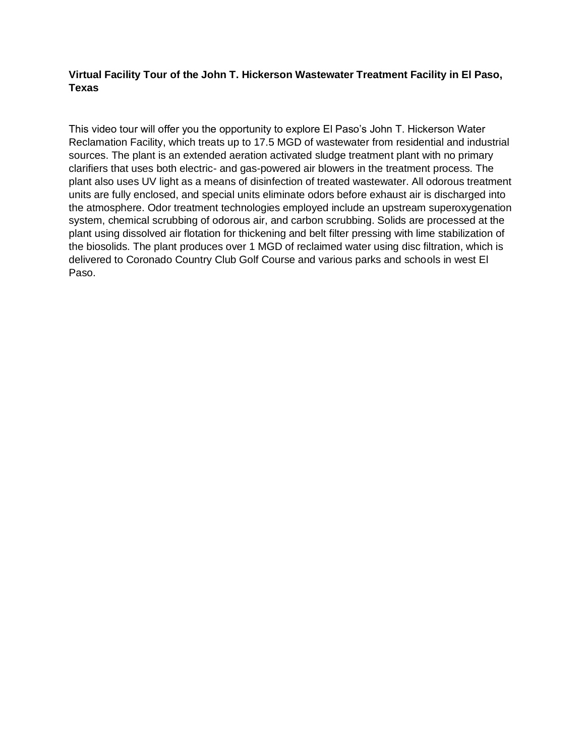**Virtual Facility Tour of the John T. Hickerson Wastewater Treatment Facility in El Paso, Texas**

This video tour will offer you the opportunity to explore El Paso's John T. Hickerson Water Reclamation Facility, which treats up to 17.5 MGD of wastewater from residential and industrial sources. The plant is an extended aeration activated sludge treatment plant with no primary clarifiers that uses both electric- and gas-powered air blowers in the treatment process. The plant also uses UV light as a means of disinfection of treated wastewater. All odorous treatment units are fully enclosed, and special units eliminate odors before exhaust air is discharged into the atmosphere. Odor treatment technologies employed include an upstream superoxygenation system, chemical scrubbing of odorous air, and carbon scrubbing. Solids are processed at the plant using dissolved air flotation for thickening and belt filter pressing with lime stabilization of the biosolids. The plant produces over 1 MGD of reclaimed water using disc filtration, which is delivered to Coronado Country Club Golf Course and various parks and schools in west El Paso.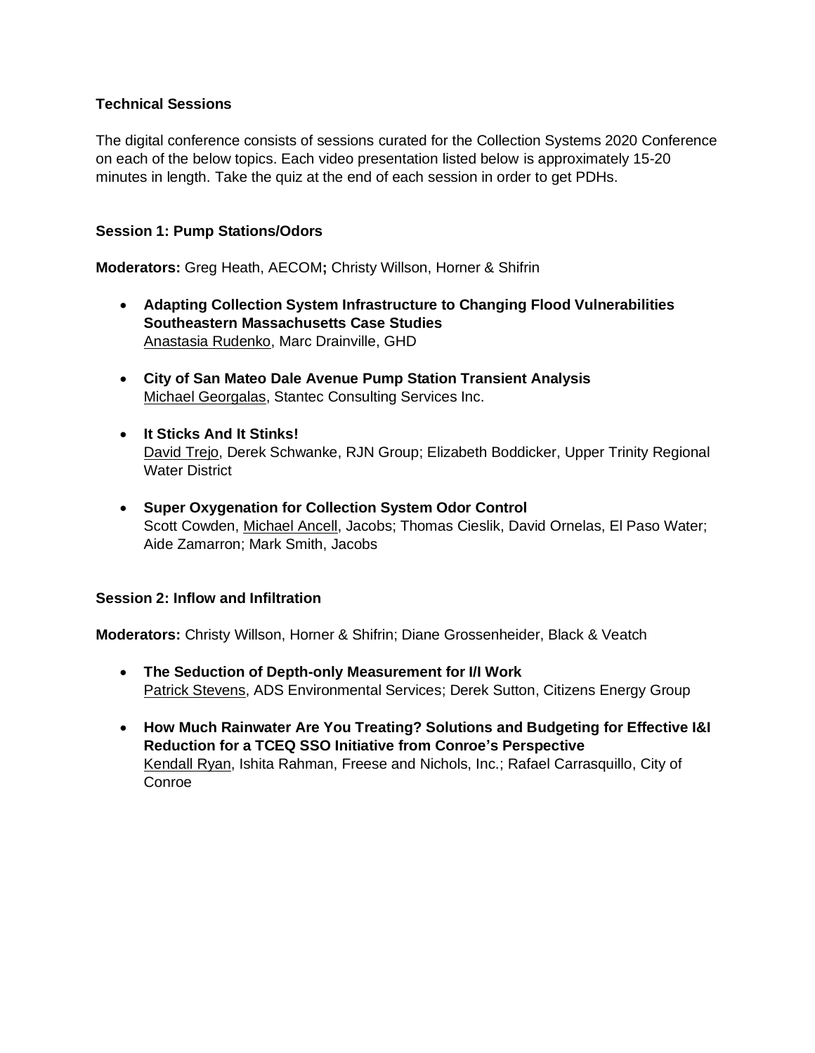### Technical Sessions

The digital conference consists of sessions curated for the Collection Systems 2020 Conference on each of the below topics. Each video presentation listed below is approximately 15-20 minutes in length. Take the quiz at the end of each session in order to get PDHs.

#### Session 1: Pump Stations/Odors

**Moderators:** Greg Heath, AECOM**;** Christy Willson, Horner & Shifrin

- **Adapting Collection System Infrastructure to Changing Flood Vulnerabilities Southeastern Massachusetts Case Studies**
  Anastasia Rudenko, Marc Drainville, GHD
- **City of San Mateo Dale Avenue Pump Station Transient Analysis**
  Michael Georgalas, Stantec Consulting Services Inc.
- **It Sticks And It Stinks!**
  David Trejo, Derek Schwanke, RJN Group; Elizabeth Boddicker, Upper Trinity Regional Water District
- **Super Oxygenation for Collection System Odor Control**
  Scott Cowden, Michael Ancell, Jacobs; Thomas Cieslik, David Ornelas, El Paso Water; Aide Zamarron; Mark Smith, Jacobs

#### Session 2: Inflow and Infiltration

**Moderators:** Christy Willson, Horner & Shifrin; Diane Grossenheider, Black & Veatch

- **The Seduction of Depth-only Measurement for I/I Work**
  Patrick Stevens, ADS Environmental Services; Derek Sutton, Citizens Energy Group
- **How Much Rainwater Are You Treating? Solutions and Budgeting for Effective I&I Reduction for a TCEQ SSO Initiative from Conroe's Perspective**
  Kendall Ryan, Ishita Rahman, Freese and Nichols, Inc.; Rafael Carrasquillo, City of Conroe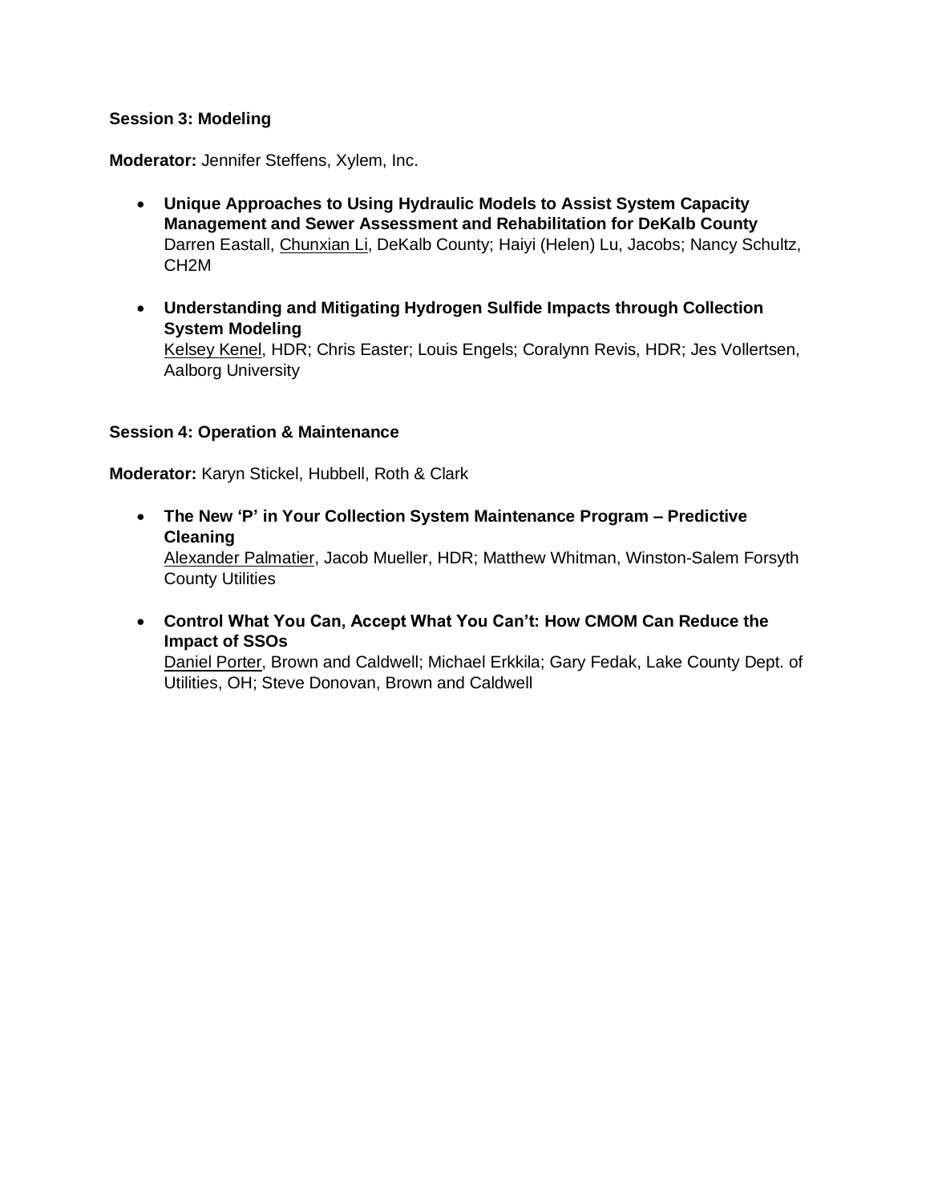### Session 3: Modeling

**Moderator:** Jennifer Steffens, Xylem, Inc.

- **Unique Approaches to Using Hydraulic Models to Assist System Capacity Management and Sewer Assessment and Rehabilitation for DeKalb County**
  Darren Eastall, <u>Chunxian Li</u>, DeKalb County; Haiyi (Helen) Lu, Jacobs; Nancy Schultz, CH2M

- **Understanding and Mitigating Hydrogen Sulfide Impacts through Collection System Modeling**
  <u>Kelsey Kenel</u>, HDR; Chris Easter; Louis Engels; Coralynn Revis, HDR; Jes Vollertsen, Aalborg University

### Session 4: Operation & Maintenance

**Moderator:** Karyn Stickel, Hubbell, Roth & Clark

- **The New 'P' in Your Collection System Maintenance Program – Predictive Cleaning**
  <u>Alexander Palmatier</u>, Jacob Mueller, HDR; Matthew Whitman, Winston-Salem Forsyth County Utilities

- **Control What You Can, Accept What You Can't: How CMOM Can Reduce the Impact of SSOs**
  <u>Daniel Porter</u>, Brown and Caldwell; Michael Erkkila; Gary Fedak, Lake County Dept. of Utilities, OH; Steve Donovan, Brown and Caldwell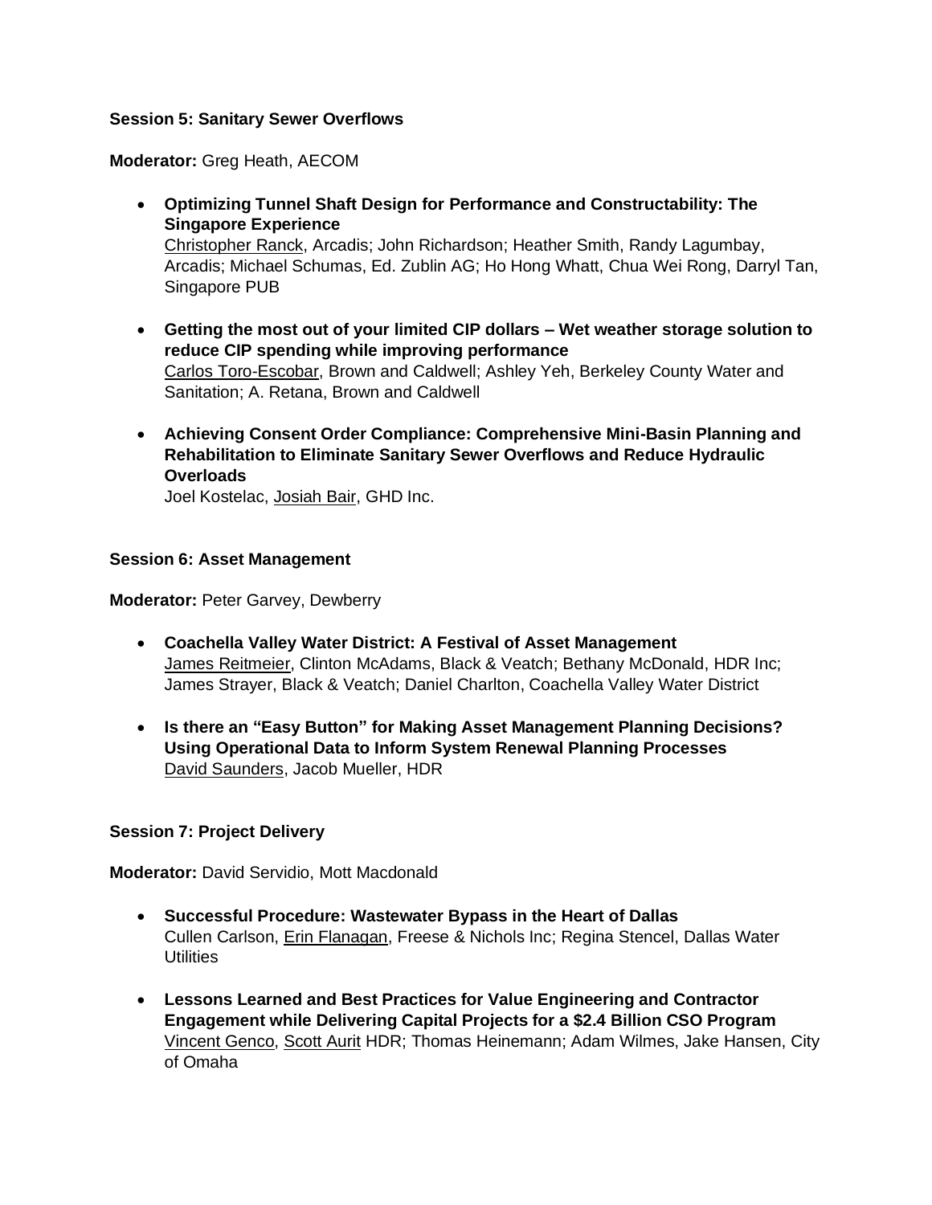**Session 5: Sanitary Sewer Overflows**

**Moderator:** Greg Heath, AECOM

- **Optimizing Tunnel Shaft Design for Performance and Constructability: The Singapore Experience**
  Christopher Ranck, Arcadis; John Richardson; Heather Smith, Randy Lagumbay, Arcadis; Michael Schumas, Ed. Zublin AG; Ho Hong Whatt, Chua Wei Rong, Darryl Tan, Singapore PUB

- **Getting the most out of your limited CIP dollars – Wet weather storage solution to reduce CIP spending while improving performance**
  Carlos Toro-Escobar, Brown and Caldwell; Ashley Yeh, Berkeley County Water and Sanitation; A. Retana, Brown and Caldwell

- **Achieving Consent Order Compliance: Comprehensive Mini-Basin Planning and Rehabilitation to Eliminate Sanitary Sewer Overflows and Reduce Hydraulic Overloads**
  Joel Kostelac, Josiah Bair, GHD Inc.

**Session 6: Asset Management**

**Moderator:** Peter Garvey, Dewberry

- **Coachella Valley Water District: A Festival of Asset Management**
  James Reitmeier, Clinton McAdams, Black & Veatch; Bethany McDonald, HDR Inc; James Strayer, Black & Veatch; Daniel Charlton, Coachella Valley Water District

- **Is there an "Easy Button" for Making Asset Management Planning Decisions? Using Operational Data to Inform System Renewal Planning Processes**
  David Saunders, Jacob Mueller, HDR

**Session 7: Project Delivery**

**Moderator:** David Servidio, Mott Macdonald

- **Successful Procedure: Wastewater Bypass in the Heart of Dallas**
  Cullen Carlson, Erin Flanagan, Freese & Nichols Inc; Regina Stencel, Dallas Water Utilities

- **Lessons Learned and Best Practices for Value Engineering and Contractor Engagement while Delivering Capital Projects for a $2.4 Billion CSO Program**
  Vincent Genco, Scott Aurit HDR; Thomas Heinemann; Adam Wilmes, Jake Hansen, City of Omaha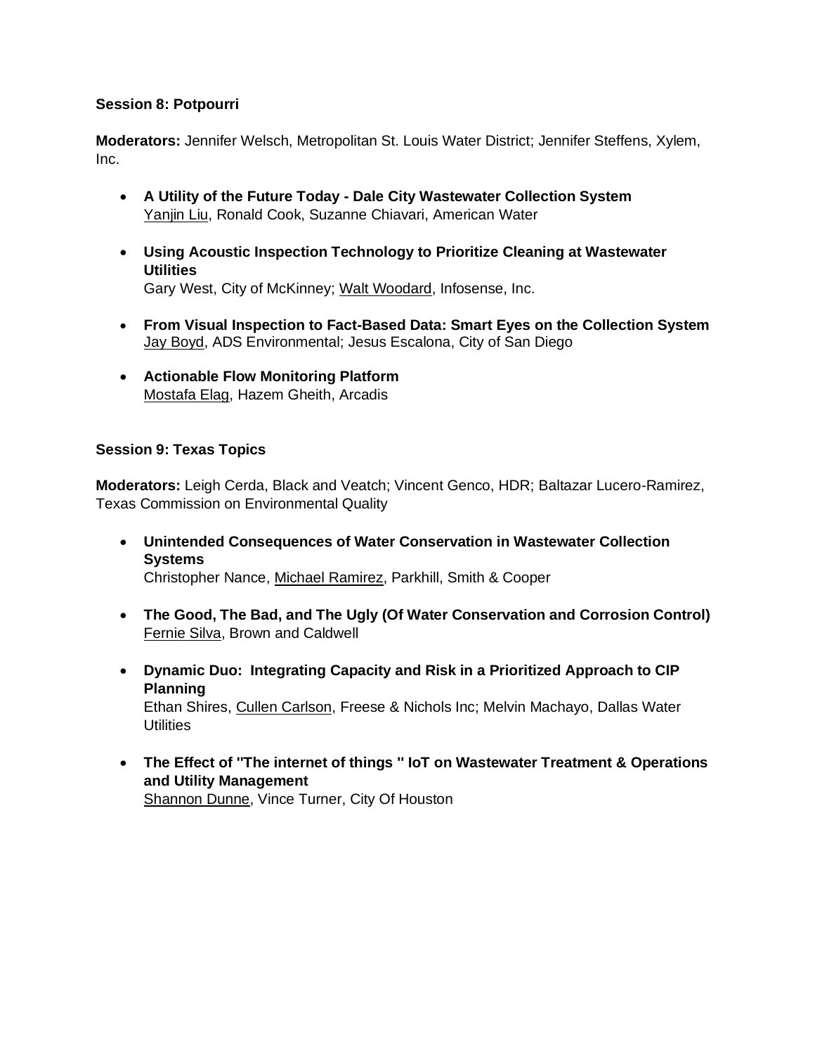**Session 8: Potpourri**

**Moderators:** Jennifer Welsch, Metropolitan St. Louis Water District; Jennifer Steffens, Xylem, Inc.

- **A Utility of the Future Today - Dale City Wastewater Collection System**
  Yanjin Liu, Ronald Cook, Suzanne Chiavari, American Water

- **Using Acoustic Inspection Technology to Prioritize Cleaning at Wastewater Utilities**
  Gary West, City of McKinney; Walt Woodard, Infosense, Inc.

- **From Visual Inspection to Fact-Based Data: Smart Eyes on the Collection System**
  Jay Boyd, ADS Environmental; Jesus Escalona, City of San Diego

- **Actionable Flow Monitoring Platform**
  Mostafa Elag, Hazem Gheith, Arcadis

**Session 9: Texas Topics**

**Moderators:** Leigh Cerda, Black and Veatch; Vincent Genco, HDR; Baltazar Lucero-Ramirez, Texas Commission on Environmental Quality

- **Unintended Consequences of Water Conservation in Wastewater Collection Systems**
  Christopher Nance, Michael Ramirez, Parkhill, Smith & Cooper

- **The Good, The Bad, and The Ugly (Of Water Conservation and Corrosion Control)**
  Fernie Silva, Brown and Caldwell

- **Dynamic Duo: Integrating Capacity and Risk in a Prioritized Approach to CIP Planning**
  Ethan Shires, Cullen Carlson, Freese & Nichols Inc; Melvin Machayo, Dallas Water Utilities

- **The Effect of "The internet of things " IoT on Wastewater Treatment & Operations and Utility Management**
  Shannon Dunne, Vince Turner, City Of Houston